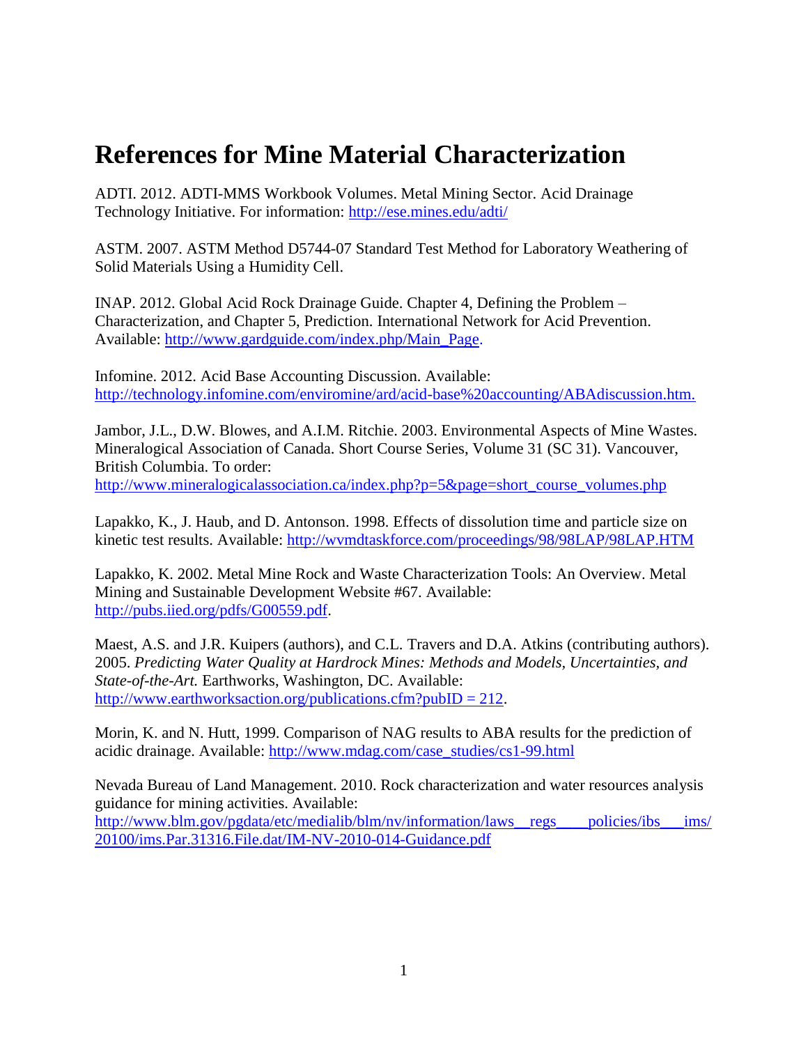# References for Mine Material Characterization

ADTI. 2012. ADTI-MMS Workbook Volumes. Metal Mining Sector. Acid Drainage Technology Initiative. For information: http://ese.mines.edu/adti/

ASTM. 2007. ASTM Method D5744-07 Standard Test Method for Laboratory Weathering of Solid Materials Using a Humidity Cell.

INAP. 2012. Global Acid Rock Drainage Guide. Chapter 4, Defining the Problem – Characterization, and Chapter 5, Prediction. International Network for Acid Prevention. Available: http://www.gardguide.com/index.php/Main_Page.

Infomine. 2012. Acid Base Accounting Discussion. Available: http://technology.infomine.com/enviromine/ard/acid-base%20accounting/ABAdiscussion.htm.

Jambor, J.L., D.W. Blowes, and A.I.M. Ritchie. 2003. Environmental Aspects of Mine Wastes. Mineralogical Association of Canada. Short Course Series, Volume 31 (SC 31). Vancouver, British Columbia. To order: http://www.mineralogicalassociation.ca/index.php?p=5&page=short_course_volumes.php

Lapakko, K., J. Haub, and D. Antonson. 1998. Effects of dissolution time and particle size on kinetic test results. Available: http://wvmdtaskforce.com/proceedings/98/98LAP/98LAP.HTM

Lapakko, K. 2002. Metal Mine Rock and Waste Characterization Tools: An Overview. Metal Mining and Sustainable Development Website #67. Available: http://pubs.iied.org/pdfs/G00559.pdf.

Maest, A.S. and J.R. Kuipers (authors), and C.L. Travers and D.A. Atkins (contributing authors). 2005. *Predicting Water Quality at Hardrock Mines: Methods and Models, Uncertainties, and State-of-the-Art.* Earthworks, Washington, DC. Available: http://www.earthworksaction.org/publications.cfm?pubID = 212.

Morin, K. and N. Hutt, 1999. Comparison of NAG results to ABA results for the prediction of acidic drainage. Available: http://www.mdag.com/case_studies/cs1-99.html

Nevada Bureau of Land Management. 2010. Rock characterization and water resources analysis guidance for mining activities. Available: http://www.blm.gov/pgdata/etc/medialib/blm/nv/information/laws__regs____policies/ibs___ims/20100/ims.Par.31316.File.dat/IM-NV-2010-014-Guidance.pdf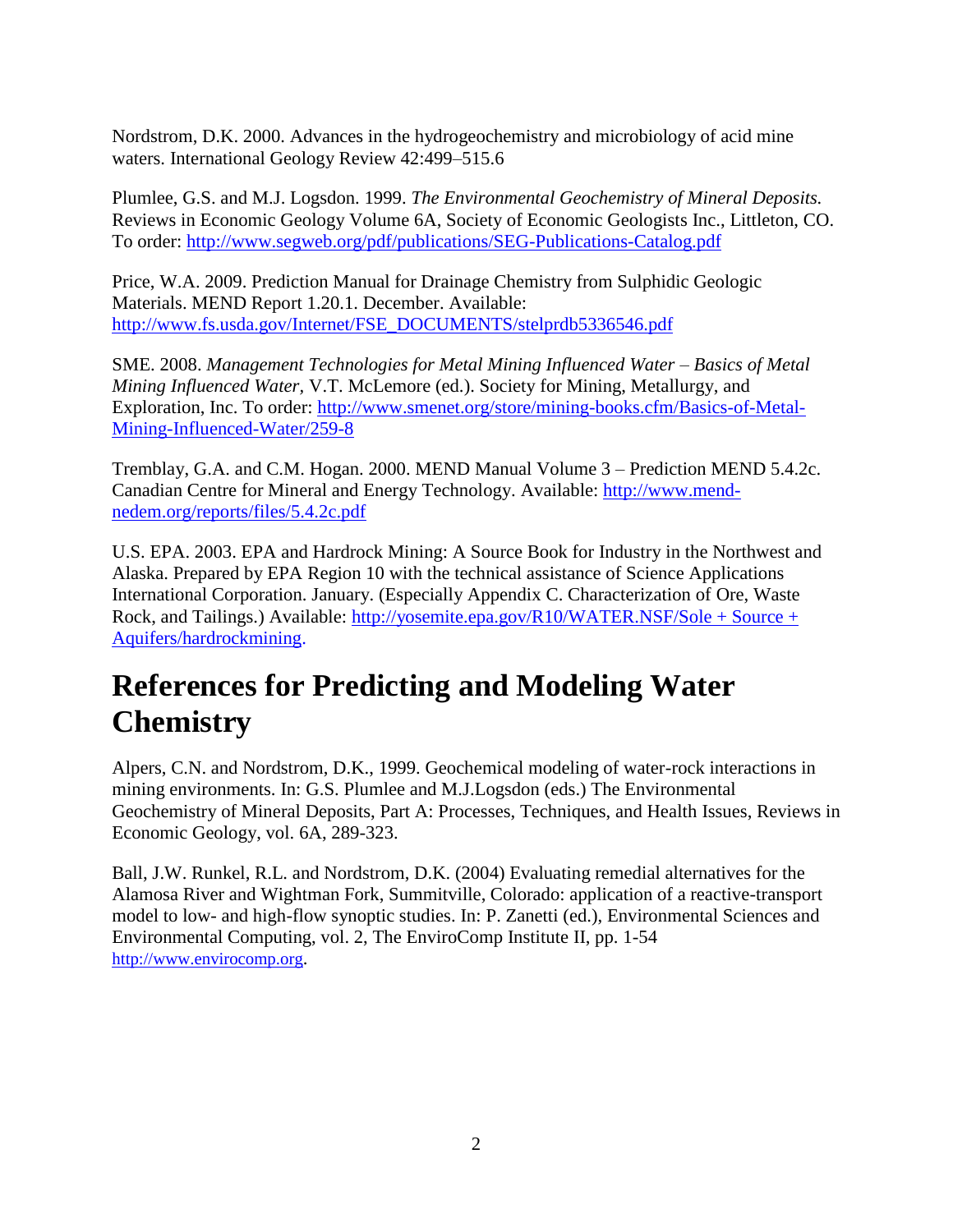Nordstrom, D.K. 2000. Advances in the hydrogeochemistry and microbiology of acid mine waters. International Geology Review 42:499–515.6

Plumlee, G.S. and M.J. Logsdon. 1999. *The Environmental Geochemistry of Mineral Deposits.* Reviews in Economic Geology Volume 6A, Society of Economic Geologists Inc., Littleton, CO. To order: http://www.segweb.org/pdf/publications/SEG-Publications-Catalog.pdf

Price, W.A. 2009. Prediction Manual for Drainage Chemistry from Sulphidic Geologic Materials. MEND Report 1.20.1. December. Available: http://www.fs.usda.gov/Internet/FSE_DOCUMENTS/stelprdb5336546.pdf

SME. 2008. *Management Technologies for Metal Mining Influenced Water – Basics of Metal Mining Influenced Water*, V.T. McLemore (ed.). Society for Mining, Metallurgy, and Exploration, Inc. To order: http://www.smenet.org/store/mining-books.cfm/Basics-of-Metal-Mining-Influenced-Water/259-8

Tremblay, G.A. and C.M. Hogan. 2000. MEND Manual Volume 3 – Prediction MEND 5.4.2c. Canadian Centre for Mineral and Energy Technology. Available: http://www.mend-nedem.org/reports/files/5.4.2c.pdf

U.S. EPA. 2003. EPA and Hardrock Mining: A Source Book for Industry in the Northwest and Alaska. Prepared by EPA Region 10 with the technical assistance of Science Applications International Corporation. January. (Especially Appendix C. Characterization of Ore, Waste Rock, and Tailings.) Available: http://yosemite.epa.gov/R10/WATER.NSF/Sole + Source + Aquifers/hardrockmining.

# References for Predicting and Modeling Water Chemistry

Alpers, C.N. and Nordstrom, D.K., 1999. Geochemical modeling of water-rock interactions in mining environments. In: G.S. Plumlee and M.J.Logsdon (eds.) The Environmental Geochemistry of Mineral Deposits, Part A: Processes, Techniques, and Health Issues, Reviews in Economic Geology, vol. 6A, 289-323.

Ball, J.W. Runkel, R.L. and Nordstrom, D.K. (2004) Evaluating remedial alternatives for the Alamosa River and Wightman Fork, Summitville, Colorado: application of a reactive-transport model to low- and high-flow synoptic studies. In: P. Zanetti (ed.), Environmental Sciences and Environmental Computing, vol. 2, The EnviroComp Institute II, pp. 1-54 http://www.envirocomp.org.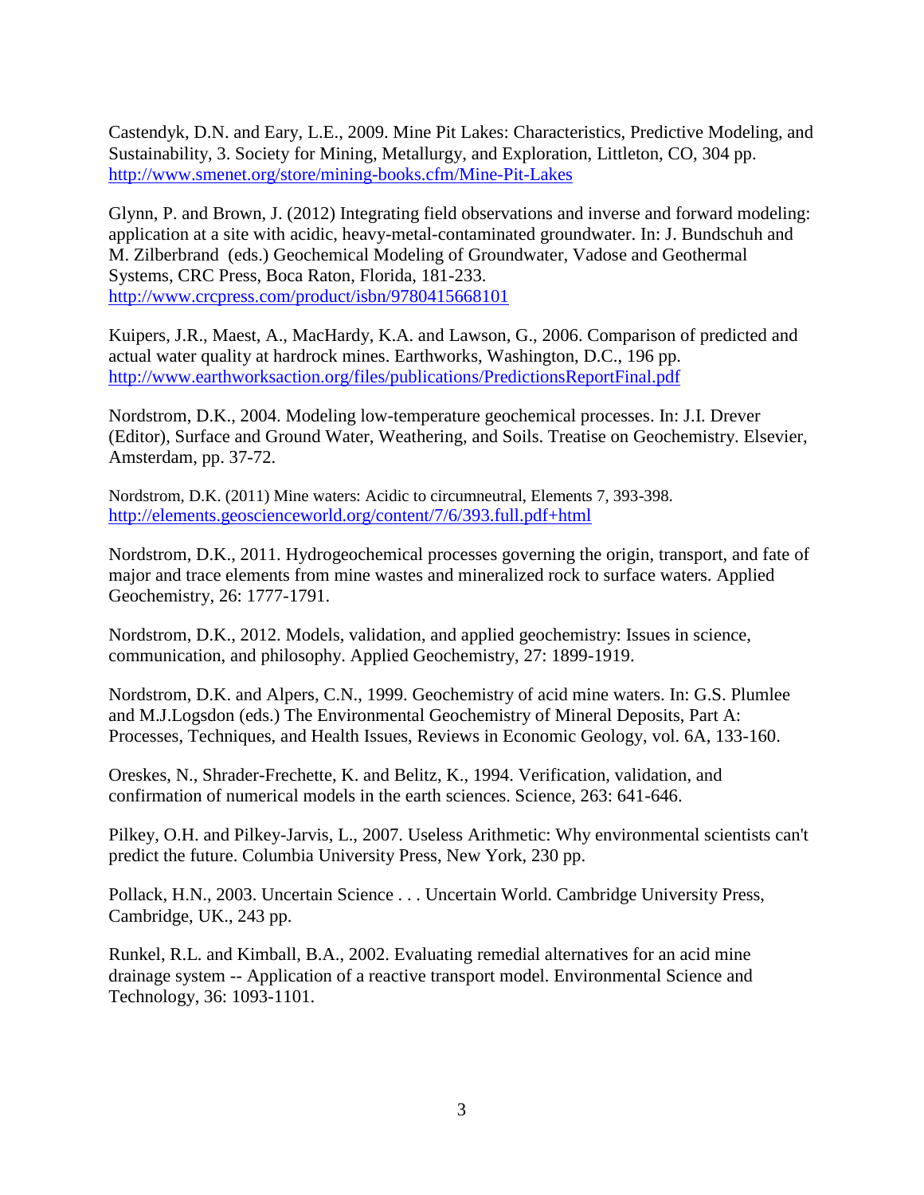Castendyk, D.N. and Eary, L.E., 2009. Mine Pit Lakes: Characteristics, Predictive Modeling, and Sustainability, 3. Society for Mining, Metallurgy, and Exploration, Littleton, CO, 304 pp. http://www.smenet.org/store/mining-books.cfm/Mine-Pit-Lakes

Glynn, P. and Brown, J. (2012) Integrating field observations and inverse and forward modeling: application at a site with acidic, heavy-metal-contaminated groundwater. In: J. Bundschuh and M. Zilberbrand (eds.) Geochemical Modeling of Groundwater, Vadose and Geothermal Systems, CRC Press, Boca Raton, Florida, 181-233. http://www.crcpress.com/product/isbn/9780415668101

Kuipers, J.R., Maest, A., MacHardy, K.A. and Lawson, G., 2006. Comparison of predicted and actual water quality at hardrock mines. Earthworks, Washington, D.C., 196 pp. http://www.earthworksaction.org/files/publications/PredictionsReportFinal.pdf

Nordstrom, D.K., 2004. Modeling low-temperature geochemical processes. In: J.I. Drever (Editor), Surface and Ground Water, Weathering, and Soils. Treatise on Geochemistry. Elsevier, Amsterdam, pp. 37-72.

Nordstrom, D.K. (2011) Mine waters: Acidic to circumneutral, Elements 7, 393-398. http://elements.geoscienceworld.org/content/7/6/393.full.pdf+html

Nordstrom, D.K., 2011. Hydrogeochemical processes governing the origin, transport, and fate of major and trace elements from mine wastes and mineralized rock to surface waters. Applied Geochemistry, 26: 1777-1791.

Nordstrom, D.K., 2012. Models, validation, and applied geochemistry: Issues in science, communication, and philosophy. Applied Geochemistry, 27: 1899-1919.

Nordstrom, D.K. and Alpers, C.N., 1999. Geochemistry of acid mine waters. In: G.S. Plumlee and M.J.Logsdon (eds.) The Environmental Geochemistry of Mineral Deposits, Part A: Processes, Techniques, and Health Issues, Reviews in Economic Geology, vol. 6A, 133-160.

Oreskes, N., Shrader-Frechette, K. and Belitz, K., 1994. Verification, validation, and confirmation of numerical models in the earth sciences. Science, 263: 641-646.

Pilkey, O.H. and Pilkey-Jarvis, L., 2007. Useless Arithmetic: Why environmental scientists can't predict the future. Columbia University Press, New York, 230 pp.

Pollack, H.N., 2003. Uncertain Science . . . Uncertain World. Cambridge University Press, Cambridge, UK., 243 pp.

Runkel, R.L. and Kimball, B.A., 2002. Evaluating remedial alternatives for an acid mine drainage system -- Application of a reactive transport model. Environmental Science and Technology, 36: 1093-1101.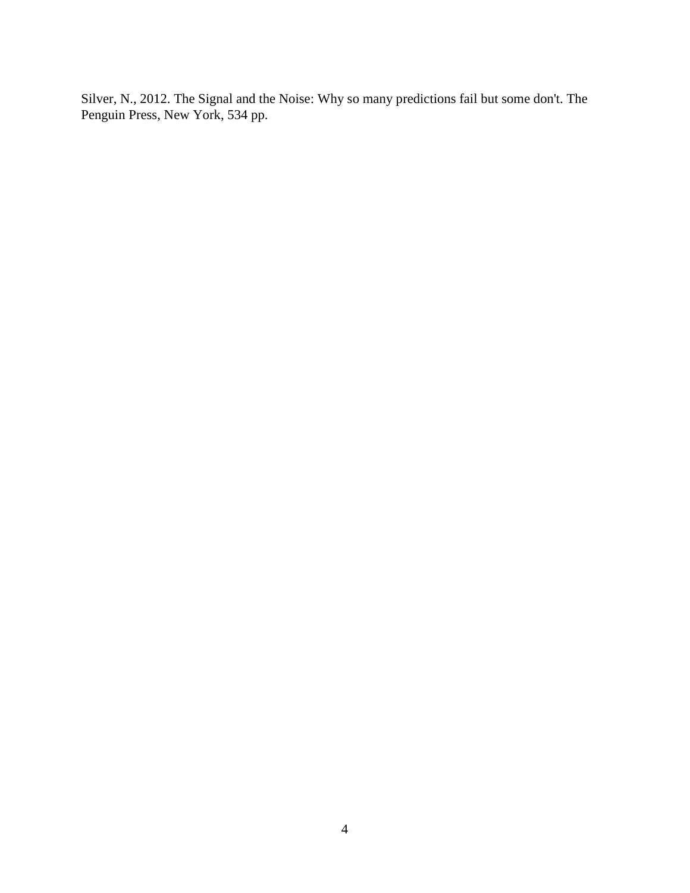Silver, N., 2012. The Signal and the Noise: Why so many predictions fail but some don't. The Penguin Press, New York, 534 pp.